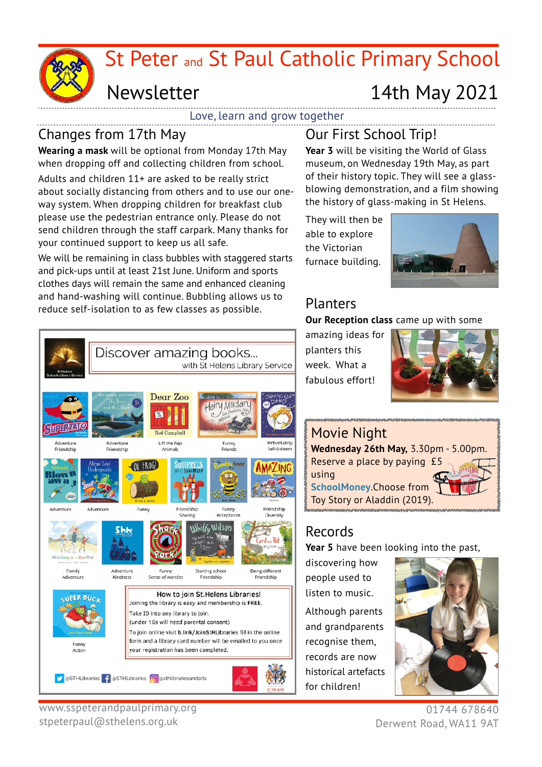# St Peter and St Paul Catholic Primary School

## Newsletter — 14th May 2021

Love, learn and grow together

## Changes from 17th May

**Wearing a mask** will be optional from Monday 17th May when dropping off and collecting children from school.

Adults and children 11+ are asked to be really strict about socially distancing from others and to use our one-way system. When dropping children for breakfast club please use the pedestrian entrance only. Please do not send children through the staff carpark. Many thanks for your continued support to keep us all safe.

We will be remaining in class bubbles with staggered starts and pick-ups until at least 21st June. Uniform and sports clothes days will remain the same and enhanced cleaning and hand-washing will continue. Bubbling allows us to reduce self-isolation to as few classes as possible.

## Discover amazing books...

with St Helens Library Service

St Helens Schools Library Service

- Supertato — Adventure, Friendship
- The Snail and the Whale — Adventure, Friendship
- Dear Zoo — Lift the flap, Animals
- Hairy Maclary — Funny, Friends
- Giraffes Can't Dance — Individuality, Self-Esteem
- Blown Away — Adventure
- Aliens Love Underpants — Adventure
- Oi Frog! — Funny
- Squirrels Who Squabbled — Friendship, Sharing
- Bumblebear — Funny, Acceptance
- Amazing — Friendship, Diversity
- We're Going on a Bear Hunt — Family, Adventure
- Shh! — Adventure, Kindness
- Shark in the Park! — Funny, Sense of wonder
- Whiffy Wilson — Starting school, Friendship
- Cyril and Pat — Being different, Friendship
- Super Duck — Funny, Action

**How to join St.Helens Libraries!**

Joining the library is easy and membership is **FREE**.

Take ID into any library to join.

(under 16s will need parental consent)

To join online visit **b.link/JoinStHLibraries** fill in the online form and a library card number will be emailed to you once your registration has been completed.

@STHLibraries @STHLibraries @sthlibrariesandarts

## Our First School Trip!

**Year 3** will be visiting the World of Glass museum, on Wednesday 19th May, as part of their history topic. They will see a glass-blowing demonstration, and a film showing the history of glass-making in St Helens.

They will then be able to explore the Victorian furnace building.

## Planters

**Our Reception class** came up with some amazing ideas for planters this week. What a fabulous effort!

## Movie Night

**Wednesday 26th May,** 3.30pm - 5.00pm. Reserve a place by paying £5 using **SchoolMoney**.Choose from Toy Story or Aladdin (2019).

## Records

**Year 5** have been looking into the past, discovering how people used to listen to music.

Although parents and grandparents recognise them, records are now historical artefacts for children!

www.sspeterandpaulprimary.org
stpeterpaul@sthelens.org.uk

01744 678640
Derwent Road, WA11 9AT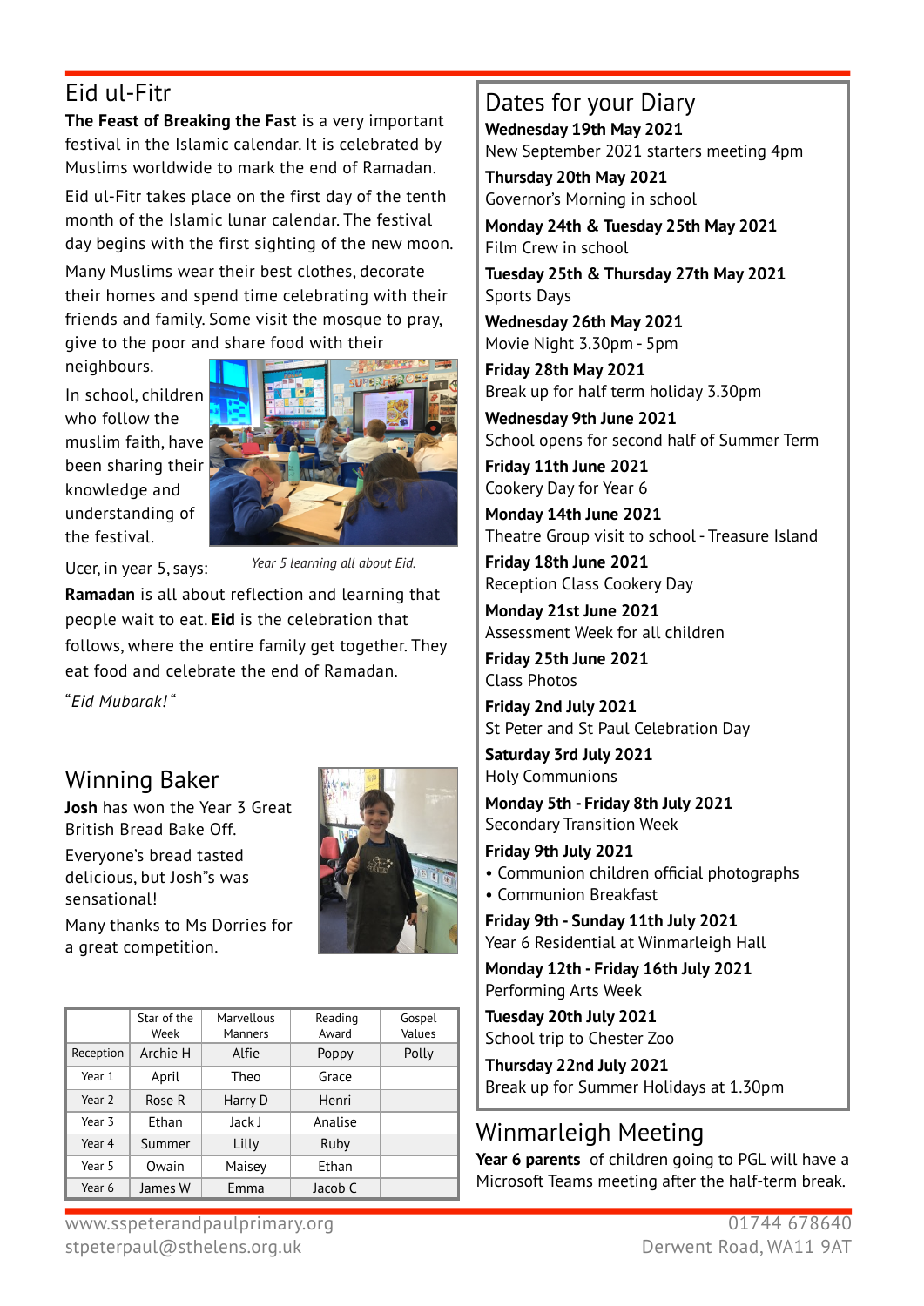## Eid ul-Fitr

**The Feast of Breaking the Fast** is a very important festival in the Islamic calendar. It is celebrated by Muslims worldwide to mark the end of Ramadan.

Eid ul-Fitr takes place on the first day of the tenth month of the Islamic lunar calendar. The festival day begins with the first sighting of the new moon.

Many Muslims wear their best clothes, decorate their homes and spend time celebrating with their friends and family. Some visit the mosque to pray, give to the poor and share food with their neighbours.

In school, children who follow the muslim faith, have been sharing their knowledge and understanding of the festival.

*Year 5 learning all about Eid.*

Ucer, in year 5, says:

**Ramadan** is all about reflection and learning that people wait to eat. **Eid** is the celebration that follows, where the entire family get together. They eat food and celebrate the end of Ramadan.

"*Eid Mubarak!*"

## Winning Baker

**Josh** has won the Year 3 Great British Bread Bake Off.

Everyone's bread tasted delicious, but Josh"s was sensational!

Many thanks to Ms Dorries for a great competition.

| | Star of the Week | Marvellous Manners | Reading Award | Gospel Values |
|---|---|---|---|---|
| Reception | Archie H | Alfie | Poppy | Polly |
| Year 1 | April | Theo | Grace | |
| Year 2 | Rose R | Harry D | Henri | |
| Year 3 | Ethan | Jack J | Analise | |
| Year 4 | Summer | Lilly | Ruby | |
| Year 5 | Owain | Maisey | Ethan | |
| Year 6 | James W | Emma | Jacob C | |

## Dates for your Diary

**Wednesday 19th May 2021**
New September 2021 starters meeting 4pm

**Thursday 20th May 2021**
Governor's Morning in school

**Monday 24th & Tuesday 25th May 2021**
Film Crew in school

**Tuesday 25th & Thursday 27th May 2021**
Sports Days

**Wednesday 26th May 2021**
Movie Night 3.30pm - 5pm

**Friday 28th May 2021**
Break up for half term holiday 3.30pm

**Wednesday 9th June 2021**
School opens for second half of Summer Term

**Friday 11th June 2021**
Cookery Day for Year 6

**Monday 14th June 2021**
Theatre Group visit to school - Treasure Island

**Friday 18th June 2021**
Reception Class Cookery Day

**Monday 21st June 2021**
Assessment Week for all children

**Friday 25th June 2021**
Class Photos

**Friday 2nd July 2021**
St Peter and St Paul Celebration Day

**Saturday 3rd July 2021**
Holy Communions

**Monday 5th - Friday 8th July 2021**
Secondary Transition Week

**Friday 9th July 2021**
- Communion children official photographs
- Communion Breakfast

**Friday 9th - Sunday 11th July 2021**
Year 6 Residential at Winmarleigh Hall

**Monday 12th - Friday 16th July 2021**
Performing Arts Week

**Tuesday 20th July 2021**
School trip to Chester Zoo

**Thursday 22nd July 2021**
Break up for Summer Holidays at 1.30pm

## Winmarleigh Meeting

**Year 6 parents** of children going to PGL will have a Microsoft Teams meeting after the half-term break.

www.sspeterandpaulprimary.org
stpeterpaul@sthelens.org.uk

01744 678640
Derwent Road, WA11 9AT